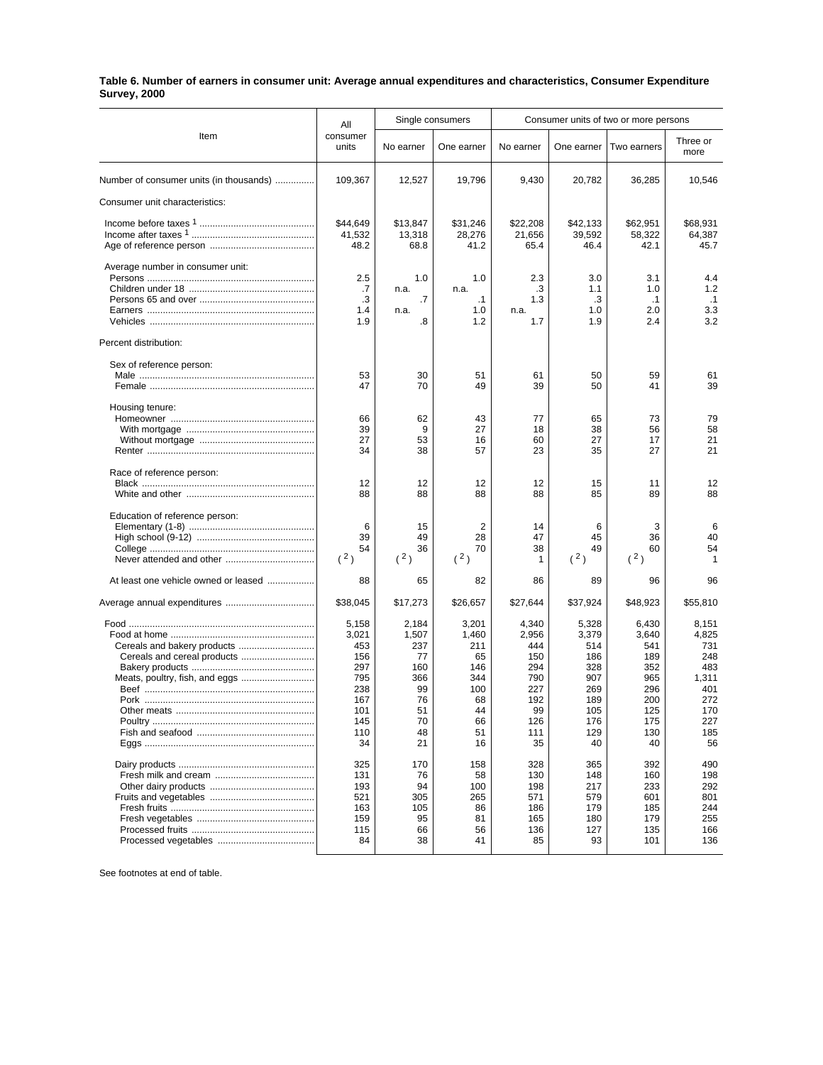**Table 6. Number of earners in consumer unit: Average annual expenditures and characteristics, Consumer Expenditure Survey, 2000**

| Item | All consumer units | Single consumers | | Consumer units of two or more persons | | | |
|---|---|---|---|---|---|---|---|
| | | No earner | One earner | No earner | One earner | Two earners | Three or more |
| Number of consumer units (in thousands) | 109,367 | 12,527 | 19,796 | 9,430 | 20,782 | 36,285 | 10,546 |
| Consumer unit characteristics: | | | | | | | |
| Income before taxes [1] | $44,649 | $13,847 | $31,246 | $22,208 | $42,133 | $62,951 | $68,931 |
| Income after taxes [1] | 41,532 | 13,318 | 28,276 | 21,656 | 39,592 | 58,322 | 64,387 |
| Age of reference person | 48.2 | 68.8 | 41.2 | 65.4 | 46.4 | 42.1 | 45.7 |
| Average number in consumer unit: | | | | | | | |
| Persons | 2.5 | 1.0 | 1.0 | 2.3 | 3.0 | 3.1 | 4.4 |
| Children under 18 | .7 | n.a. | n.a. | .3 | 1.1 | 1.0 | 1.2 |
| Persons 65 and over | .3 | .7 | .1 | 1.3 | .3 | .1 | .1 |
| Earners | 1.4 | n.a. | 1.0 | n.a. | 1.0 | 2.0 | 3.3 |
| Vehicles | 1.9 | .8 | 1.2 | 1.7 | 1.9 | 2.4 | 3.2 |
| Percent distribution: | | | | | | | |
| Sex of reference person: | | | | | | | |
| Male | 53 | 30 | 51 | 61 | 50 | 59 | 61 |
| Female | 47 | 70 | 49 | 39 | 50 | 41 | 39 |
| Housing tenure: | | | | | | | |
| Homeowner | 66 | 62 | 43 | 77 | 65 | 73 | 79 |
| With mortgage | 39 | 9 | 27 | 18 | 38 | 56 | 58 |
| Without mortgage | 27 | 53 | 16 | 60 | 27 | 17 | 21 |
| Renter | 34 | 38 | 57 | 23 | 35 | 27 | 21 |
| Race of reference person: | | | | | | | |
| Black | 12 | 12 | 12 | 12 | 15 | 11 | 12 |
| White and other | 88 | 88 | 88 | 88 | 85 | 89 | 88 |
| Education of reference person: | | | | | | | |
| Elementary (1-8) | 6 | 15 | 2 | 14 | 6 | 3 | 6 |
| High school (9-12) | 39 | 49 | 28 | 47 | 45 | 36 | 40 |
| College | 54 | 36 | 70 | 38 | 49 | 60 | 54 |
| Never attended and other | [2] | [2] | [2] | 1 | [2] | [2] | 1 |
| At least one vehicle owned or leased | 88 | 65 | 82 | 86 | 89 | 96 | 96 |
| Average annual expenditures | $38,045 | $17,273 | $26,657 | $27,644 | $37,924 | $48,923 | $55,810 |
| Food | 5,158 | 2,184 | 3,201 | 4,340 | 5,328 | 6,430 | 8,151 |
| Food at home | 3,021 | 1,507 | 1,460 | 2,956 | 3,379 | 3,640 | 4,825 |
| Cereals and bakery products | 453 | 237 | 211 | 444 | 514 | 541 | 731 |
| Cereals and cereal products | 156 | 77 | 65 | 150 | 186 | 189 | 248 |
| Bakery products | 297 | 160 | 146 | 294 | 328 | 352 | 483 |
| Meats, poultry, fish, and eggs | 795 | 366 | 344 | 790 | 907 | 965 | 1,311 |
| Beef | 238 | 99 | 100 | 227 | 269 | 296 | 401 |
| Pork | 167 | 76 | 68 | 192 | 189 | 200 | 272 |
| Other meats | 101 | 51 | 44 | 99 | 105 | 125 | 170 |
| Poultry | 145 | 70 | 66 | 126 | 176 | 175 | 227 |
| Fish and seafood | 110 | 48 | 51 | 111 | 129 | 130 | 185 |
| Eggs | 34 | 21 | 16 | 35 | 40 | 40 | 56 |
| Dairy products | 325 | 170 | 158 | 328 | 365 | 392 | 490 |
| Fresh milk and cream | 131 | 76 | 58 | 130 | 148 | 160 | 198 |
| Other dairy products | 193 | 94 | 100 | 198 | 217 | 233 | 292 |
| Fruits and vegetables | 521 | 305 | 265 | 571 | 579 | 601 | 801 |
| Fresh fruits | 163 | 105 | 86 | 186 | 179 | 185 | 244 |
| Fresh vegetables | 159 | 95 | 81 | 165 | 180 | 179 | 255 |
| Processed fruits | 115 | 66 | 56 | 136 | 127 | 135 | 166 |
| Processed vegetables | 84 | 38 | 41 | 85 | 93 | 101 | 136 |

See footnotes at end of table.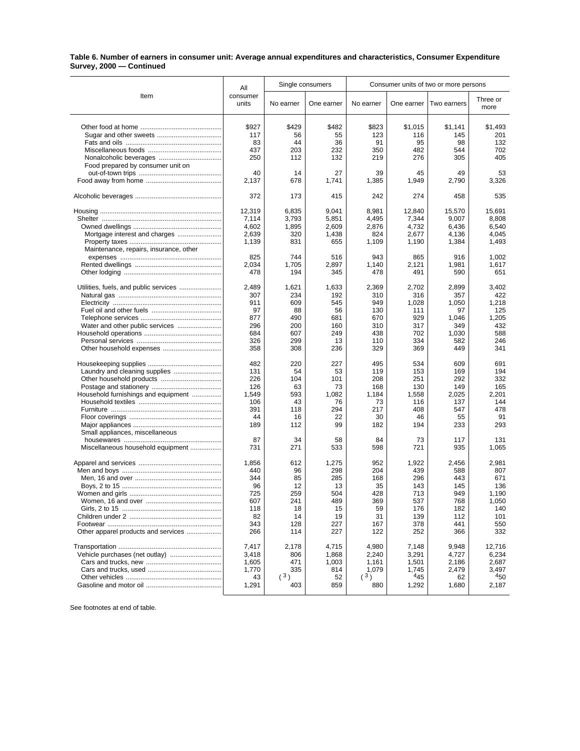**Table 6. Number of earners in consumer unit: Average annual expenditures and characteristics, Consumer Expenditure Survey, 2000 — Continued**

| Item | All consumer units | Single consumers | | Consumer units of two or more persons | | | |
|---|---|---|---|---|---|---|---|
| | | No earner | One earner | No earner | One earner | Two earners | Three or more |
| Other food at home | $927 | $429 | $482 | $823 | $1,015 | $1,141 | $1,493 |
| Sugar and other sweets | 117 | 56 | 55 | 123 | 116 | 145 | 201 |
| Fats and oils | 83 | 44 | 36 | 91 | 95 | 98 | 132 |
| Miscellaneous foods | 437 | 203 | 232 | 350 | 482 | 544 | 702 |
| Nonalcoholic beverages | 250 | 112 | 132 | 219 | 276 | 305 | 405 |
| Food prepared by consumer unit on out-of-town trips | 40 | 14 | 27 | 39 | 45 | 49 | 53 |
| Food away from home | 2,137 | 678 | 1,741 | 1,385 | 1,949 | 2,790 | 3,326 |
| Alcoholic beverages | 372 | 173 | 415 | 242 | 274 | 458 | 535 |
| Housing | 12,319 | 6,835 | 9,041 | 8,981 | 12,840 | 15,570 | 15,691 |
| Shelter | 7,114 | 3,793 | 5,851 | 4,495 | 7,344 | 9,007 | 8,808 |
| Owned dwellings | 4,602 | 1,895 | 2,609 | 2,876 | 4,732 | 6,436 | 6,540 |
| Mortgage interest and charges | 2,639 | 320 | 1,438 | 824 | 2,677 | 4,136 | 4,045 |
| Property taxes | 1,139 | 831 | 655 | 1,109 | 1,190 | 1,384 | 1,493 |
| Maintenance, repairs, insurance, other expenses | 825 | 744 | 516 | 943 | 865 | 916 | 1,002 |
| Rented dwellings | 2,034 | 1,705 | 2,897 | 1,140 | 2,121 | 1,981 | 1,617 |
| Other lodging | 478 | 194 | 345 | 478 | 491 | 590 | 651 |
| Utilities, fuels, and public services | 2,489 | 1,621 | 1,633 | 2,369 | 2,702 | 2,899 | 3,402 |
| Natural gas | 307 | 234 | 192 | 310 | 316 | 357 | 422 |
| Electricity | 911 | 609 | 545 | 949 | 1,028 | 1,050 | 1,218 |
| Fuel oil and other fuels | 97 | 88 | 56 | 130 | 111 | 97 | 125 |
| Telephone services | 877 | 490 | 681 | 670 | 929 | 1,046 | 1,205 |
| Water and other public services | 296 | 200 | 160 | 310 | 317 | 349 | 432 |
| Household operations | 684 | 607 | 249 | 438 | 702 | 1,030 | 588 |
| Personal services | 326 | 299 | 13 | 110 | 334 | 582 | 246 |
| Other household expenses | 358 | 308 | 236 | 329 | 369 | 449 | 341 |
| Housekeeping supplies | 482 | 220 | 227 | 495 | 534 | 609 | 691 |
| Laundry and cleaning supplies | 131 | 54 | 53 | 119 | 153 | 169 | 194 |
| Other household products | 226 | 104 | 101 | 208 | 251 | 292 | 332 |
| Postage and stationery | 126 | 63 | 73 | 168 | 130 | 149 | 165 |
| Household furnishings and equipment | 1,549 | 593 | 1,082 | 1,184 | 1,558 | 2,025 | 2,201 |
| Household textiles | 106 | 43 | 76 | 73 | 116 | 137 | 144 |
| Furniture | 391 | 118 | 294 | 217 | 408 | 547 | 478 |
| Floor coverings | 44 | 16 | 22 | 30 | 46 | 55 | 91 |
| Major appliances | 189 | 112 | 99 | 182 | 194 | 233 | 293 |
| Small appliances, miscellaneous housewares | 87 | 34 | 58 | 84 | 73 | 117 | 131 |
| Miscellaneous household equipment | 731 | 271 | 533 | 598 | 721 | 935 | 1,065 |
| Apparel and services | 1,856 | 612 | 1,275 | 952 | 1,922 | 2,456 | 2,981 |
| Men and boys | 440 | 96 | 298 | 204 | 439 | 588 | 807 |
| Men, 16 and over | 344 | 85 | 285 | 168 | 296 | 443 | 671 |
| Boys, 2 to 15 | 96 | 12 | 13 | 35 | 143 | 145 | 136 |
| Women and girls | 725 | 259 | 504 | 428 | 713 | 949 | 1,190 |
| Women, 16 and over | 607 | 241 | 489 | 369 | 537 | 768 | 1,050 |
| Girls, 2 to 15 | 118 | 18 | 15 | 59 | 176 | 182 | 140 |
| Children under 2 | 82 | 14 | 19 | 31 | 139 | 112 | 101 |
| Footwear | 343 | 128 | 227 | 167 | 378 | 441 | 550 |
| Other apparel products and services | 266 | 114 | 227 | 122 | 252 | 366 | 332 |
| Transportation | 7,417 | 2,178 | 4,715 | 4,980 | 7,148 | 9,948 | 12,716 |
| Vehicle purchases (net outlay) | 3,418 | 806 | 1,868 | 2,240 | 3,291 | 4,727 | 6,234 |
| Cars and trucks, new | 1,605 | 471 | 1,003 | 1,161 | 1,501 | 2,186 | 2,687 |
| Cars and trucks, used | 1,770 | 335 | 814 | 1,079 | 1,745 | 2,479 | 3,497 |
| Other vehicles | 43 | ([3]) | 52 | ([3]) | [4]45 | 62 | [4]50 |
| Gasoline and motor oil | 1,291 | 403 | 859 | 880 | 1,292 | 1,680 | 2,187 |

See footnotes at end of table.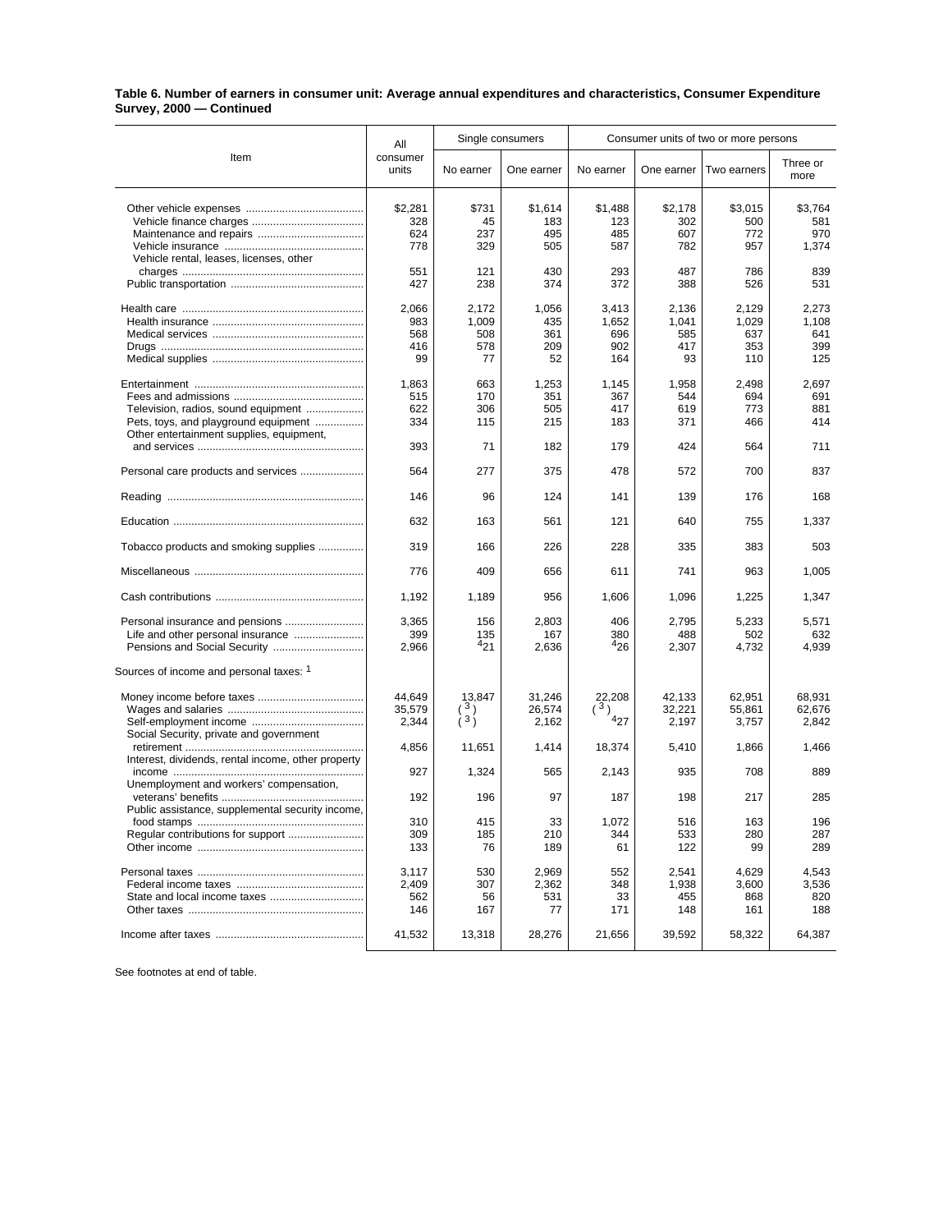**Table 6. Number of earners in consumer unit: Average annual expenditures and characteristics, Consumer Expenditure Survey, 2000 — Continued**

| Item | All consumer units | Single consumers | | Consumer units of two or more persons | | | |
|---|---|---|---|---|---|---|---|
| | | No earner | One earner | No earner | One earner | Two earners | Three or more |
| Other vehicle expenses | $2,281 | $731 | $1,614 | $1,488 | $2,178 | $3,015 | $3,764 |
| Vehicle finance charges | 328 | 45 | 183 | 123 | 302 | 500 | 581 |
| Maintenance and repairs | 624 | 237 | 495 | 485 | 607 | 772 | 970 |
| Vehicle insurance | 778 | 329 | 505 | 587 | 782 | 957 | 1,374 |
| Vehicle rental, leases, licenses, other charges | 551 | 121 | 430 | 293 | 487 | 786 | 839 |
| Public transportation | 427 | 238 | 374 | 372 | 388 | 526 | 531 |
| Health care | 2,066 | 2,172 | 1,056 | 3,413 | 2,136 | 2,129 | 2,273 |
| Health insurance | 983 | 1,009 | 435 | 1,652 | 1,041 | 1,029 | 1,108 |
| Medical services | 568 | 508 | 361 | 696 | 585 | 637 | 641 |
| Drugs | 416 | 578 | 209 | 902 | 417 | 353 | 399 |
| Medical supplies | 99 | 77 | 52 | 164 | 93 | 110 | 125 |
| Entertainment | 1,863 | 663 | 1,253 | 1,145 | 1,958 | 2,498 | 2,697 |
| Fees and admissions | 515 | 170 | 351 | 367 | 544 | 694 | 691 |
| Television, radios, sound equipment | 622 | 306 | 505 | 417 | 619 | 773 | 881 |
| Pets, toys, and playground equipment | 334 | 115 | 215 | 183 | 371 | 466 | 414 |
| Other entertainment supplies, equipment, and services | 393 | 71 | 182 | 179 | 424 | 564 | 711 |
| Personal care products and services | 564 | 277 | 375 | 478 | 572 | 700 | 837 |
| Reading | 146 | 96 | 124 | 141 | 139 | 176 | 168 |
| Education | 632 | 163 | 561 | 121 | 640 | 755 | 1,337 |
| Tobacco products and smoking supplies | 319 | 166 | 226 | 228 | 335 | 383 | 503 |
| Miscellaneous | 776 | 409 | 656 | 611 | 741 | 963 | 1,005 |
| Cash contributions | 1,192 | 1,189 | 956 | 1,606 | 1,096 | 1,225 | 1,347 |
| Personal insurance and pensions | 3,365 | 156 | 2,803 | 406 | 2,795 | 5,233 | 5,571 |
| Life and other personal insurance | 399 | 135 | 167 | 380 | 488 | 502 | 632 |
| Pensions and Social Security | 2,966 | [4]21 | 2,636 | [4]26 | 2,307 | 4,732 | 4,939 |
| Sources of income and personal taxes: [1] | | | | | | | |
| Money income before taxes | 44,649 | 13,847 | 31,246 | 22,208 | 42,133 | 62,951 | 68,931 |
| Wages and salaries | 35,579 | ([3]) | 26,574 | ([3]) | 32,221 | 55,861 | 62,676 |
| Self-employment income | 2,344 | ([3]) | 2,162 | [4]27 | 2,197 | 3,757 | 2,842 |
| Social Security, private and government retirement | 4,856 | 11,651 | 1,414 | 18,374 | 5,410 | 1,866 | 1,466 |
| Interest, dividends, rental income, other property income | 927 | 1,324 | 565 | 2,143 | 935 | 708 | 889 |
| Unemployment and workers' compensation, veterans' benefits | 192 | 196 | 97 | 187 | 198 | 217 | 285 |
| Public assistance, supplemental security income, food stamps | 310 | 415 | 33 | 1,072 | 516 | 163 | 196 |
| Regular contributions for support | 309 | 185 | 210 | 344 | 533 | 280 | 287 |
| Other income | 133 | 76 | 189 | 61 | 122 | 99 | 289 |
| Personal taxes | 3,117 | 530 | 2,969 | 552 | 2,541 | 4,629 | 4,543 |
| Federal income taxes | 2,409 | 307 | 2,362 | 348 | 1,938 | 3,600 | 3,536 |
| State and local income taxes | 562 | 56 | 531 | 33 | 455 | 868 | 820 |
| Other taxes | 146 | 167 | 77 | 171 | 148 | 161 | 188 |
| Income after taxes | 41,532 | 13,318 | 28,276 | 21,656 | 39,592 | 58,322 | 64,387 |

See footnotes at end of table.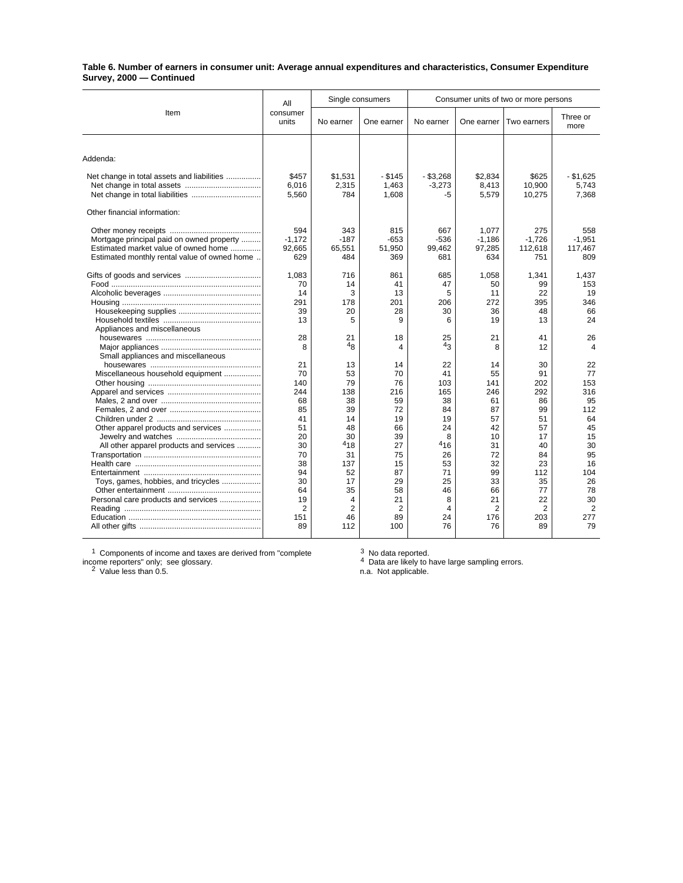**Table 6. Number of earners in consumer unit: Average annual expenditures and characteristics, Consumer Expenditure Survey, 2000 — Continued**

| Item | All consumer units | Single consumers | | Consumer units of two or more persons | | | |
|---|---|---|---|---|---|---|---|
| | | No earner | One earner | No earner | One earner | Two earners | Three or more |
| Addenda: | | | | | | | |
| Net change in total assets and liabilities | $457 | $1,531 | - $145 | - $3,268 | $2,834 | $625 | - $1,625 |
| Net change in total assets | 6,016 | 2,315 | 1,463 | -3,273 | 8,413 | 10,900 | 5,743 |
| Net change in total liabilities | 5,560 | 784 | 1,608 | -5 | 5,579 | 10,275 | 7,368 |
| Other financial information: | | | | | | | |
| Other money receipts | 594 | 343 | 815 | 667 | 1,077 | 275 | 558 |
| Mortgage principal paid on owned property | -1,172 | -187 | -653 | -536 | -1,186 | -1,726 | -1,951 |
| Estimated market value of owned home | 92,665 | 65,551 | 51,950 | 99,462 | 97,285 | 112,618 | 117,467 |
| Estimated monthly rental value of owned home | 629 | 484 | 369 | 681 | 634 | 751 | 809 |
| Gifts of goods and services | 1,083 | 716 | 861 | 685 | 1,058 | 1,341 | 1,437 |
| Food | 70 | 14 | 41 | 47 | 50 | 99 | 153 |
| Alcoholic beverages | 14 | 3 | 13 | 5 | 11 | 22 | 19 |
| Housing | 291 | 178 | 201 | 206 | 272 | 395 | 346 |
| Housekeeping supplies | 39 | 20 | 28 | 30 | 36 | 48 | 66 |
| Household textiles | 13 | 5 | 9 | 6 | 19 | 13 | 24 |
| Appliances and miscellaneous housewares | 28 | 21 | 18 | 25 | 21 | 41 | 26 |
| Major appliances | 8 | [4]8 | 4 | [4]3 | 8 | 12 | 4 |
| Small appliances and miscellaneous housewares | 21 | 13 | 14 | 22 | 14 | 30 | 22 |
| Miscellaneous household equipment | 70 | 53 | 70 | 41 | 55 | 91 | 77 |
| Other housing | 140 | 79 | 76 | 103 | 141 | 202 | 153 |
| Apparel and services | 244 | 138 | 216 | 165 | 246 | 292 | 316 |
| Males, 2 and over | 68 | 38 | 59 | 38 | 61 | 86 | 95 |
| Females, 2 and over | 85 | 39 | 72 | 84 | 87 | 99 | 112 |
| Children under 2 | 41 | 14 | 19 | 19 | 57 | 51 | 64 |
| Other apparel products and services | 51 | 48 | 66 | 24 | 42 | 57 | 45 |
| Jewelry and watches | 20 | 30 | 39 | 8 | 10 | 17 | 15 |
| All other apparel products and services | 30 | [4]18 | 27 | [4]16 | 31 | 40 | 30 |
| Transportation | 70 | 31 | 75 | 26 | 72 | 84 | 95 |
| Health care | 38 | 137 | 15 | 53 | 32 | 23 | 16 |
| Entertainment | 94 | 52 | 87 | 71 | 99 | 112 | 104 |
| Toys, games, hobbies, and tricycles | 30 | 17 | 29 | 25 | 33 | 35 | 26 |
| Other entertainment | 64 | 35 | 58 | 46 | 66 | 77 | 78 |
| Personal care products and services | 19 | 4 | 21 | 8 | 21 | 22 | 30 |
| Reading | 2 | 2 | 2 | 4 | 2 | 2 | 2 |
| Education | 151 | 46 | 89 | 24 | 176 | 203 | 277 |
| All other gifts | 89 | 112 | 100 | 76 | 76 | 89 | 79 |

[1] Components of income and taxes are derived from "complete income reporters" only; see glossary.
[2] Value less than 0.5.
[3] No data reported.
[4] Data are likely to have large sampling errors.
n.a. Not applicable.